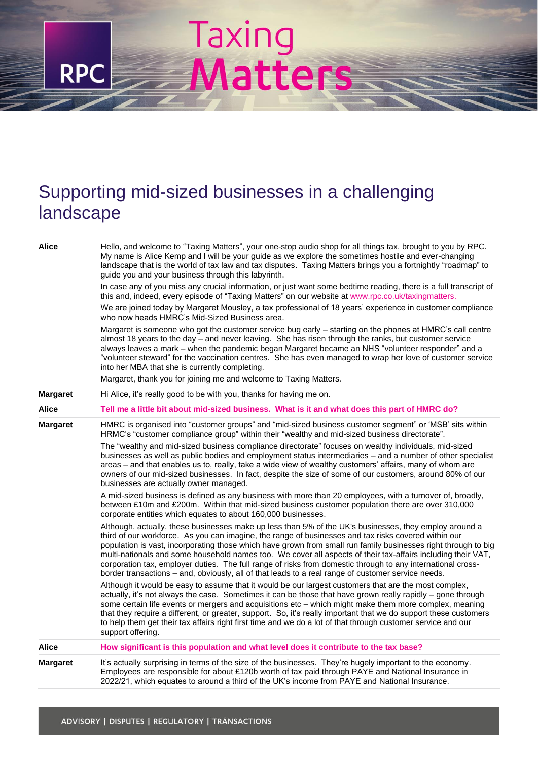# Supporting mid-sized businesses in a challenging landscape

**Alice**

Hello, and welcome to "Taxing Matters", your one-stop audio shop for all things tax, brought to you by RPC. My name is Alice Kemp and I will be your guide as we explore the sometimes hostile and ever-changing landscape that is the world of tax law and tax disputes. Taxing Matters brings you a fortnightly "roadmap" to guide you and your business through this labyrinth.

In case any of you miss any crucial information, or just want some bedtime reading, there is a full transcript of this and, indeed, every episode of "Taxing Matters" on our website at www.rpc.co.uk/taxingmatters.

We are joined today by Margaret Mousley, a tax professional of 18 years' experience in customer compliance who now heads HMRC's Mid-Sized Business area.

Margaret is someone who got the customer service bug early – starting on the phones at HMRC's call centre almost 18 years to the day – and never leaving. She has risen through the ranks, but customer service always leaves a mark – when the pandemic began Margaret became an NHS "volunteer responder" and a "volunteer steward" for the vaccination centres. She has even managed to wrap her love of customer service into her MBA that she is currently completing.

Margaret, thank you for joining me and welcome to Taxing Matters.

**Margaret**

Hi Alice, it's really good to be with you, thanks for having me on.

**Alice**

**Tell me a little bit about mid-sized business. What is it and what does this part of HMRC do?**

**Margaret**

HMRC is organised into "customer groups" and "mid-sized business customer segment" or 'MSB' sits within HRMC's "customer compliance group" within their "wealthy and mid-sized business directorate".

The "wealthy and mid-sized business compliance directorate" focuses on wealthy individuals, mid-sized businesses as well as public bodies and employment status intermediaries – and a number of other specialist areas – and that enables us to, really, take a wide view of wealthy customers' affairs, many of whom are owners of our mid-sized businesses. In fact, despite the size of some of our customers, around 80% of our businesses are actually owner managed.

A mid-sized business is defined as any business with more than 20 employees, with a turnover of, broadly, between £10m and £200m. Within that mid-sized business customer population there are over 310,000 corporate entities which equates to about 160,000 businesses.

Although, actually, these businesses make up less than 5% of the UK's businesses, they employ around a third of our workforce. As you can imagine, the range of businesses and tax risks covered within our population is vast, incorporating those which have grown from small run family businesses right through to big multi-nationals and some household names too. We cover all aspects of their tax-affairs including their VAT, corporation tax, employer duties. The full range of risks from domestic through to any international cross-border transactions – and, obviously, all of that leads to a real range of customer service needs.

Although it would be easy to assume that it would be our largest customers that are the most complex, actually, it's not always the case. Sometimes it can be those that have grown really rapidly – gone through some certain life events or mergers and acquisitions etc – which might make them more complex, meaning that they require a different, or greater, support. So, it's really important that we do support these customers to help them get their tax affairs right first time and we do a lot of that through customer service and our support offering.

**Alice**

**How significant is this population and what level does it contribute to the tax base?**

**Margaret**

It's actually surprising in terms of the size of the businesses. They're hugely important to the economy. Employees are responsible for about £120b worth of tax paid through PAYE and National Insurance in 2022/21, which equates to around a third of the UK's income from PAYE and National Insurance.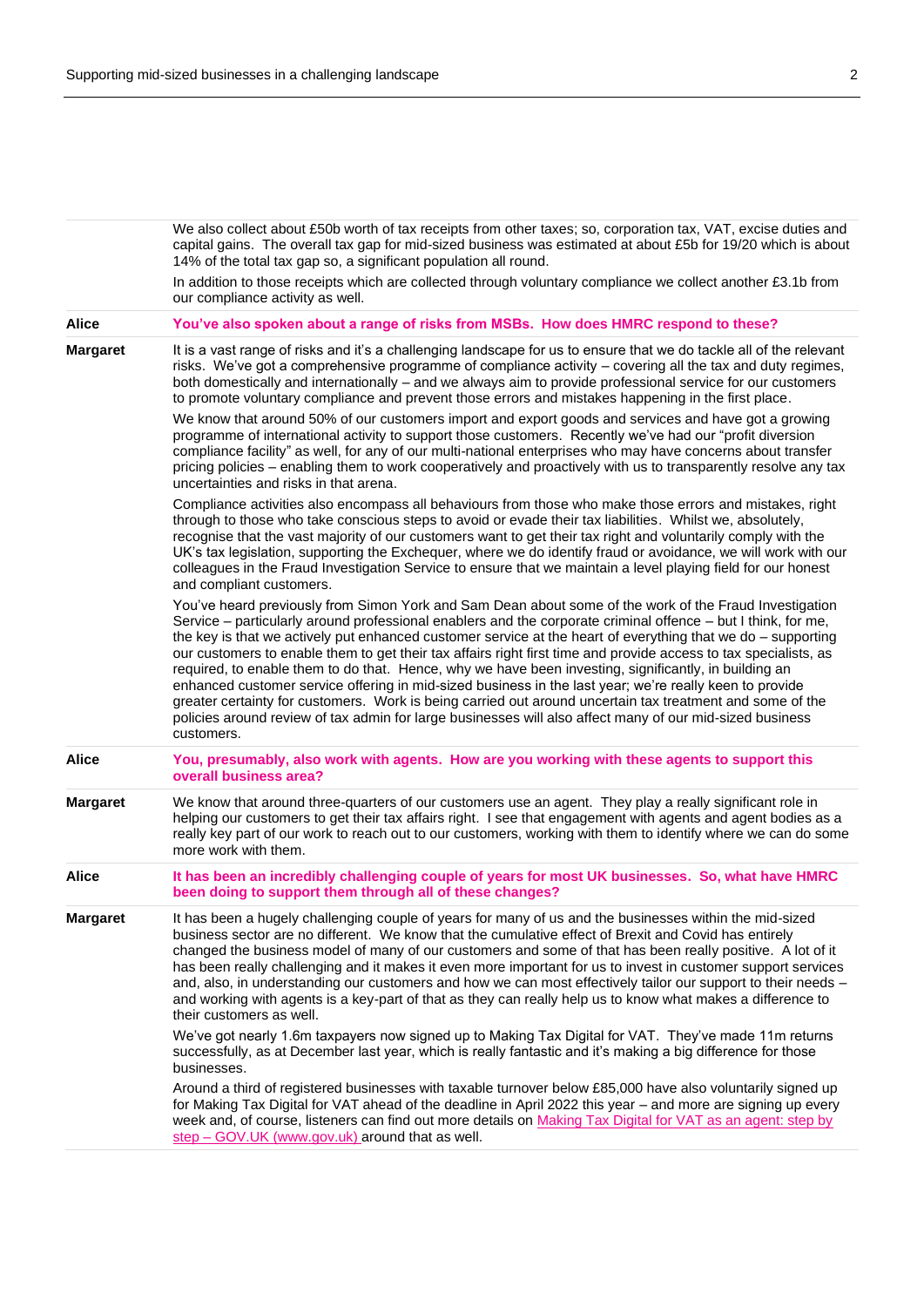| | |
|---|---|
| | We also collect about £50b worth of tax receipts from other taxes; so, corporation tax, VAT, excise duties and capital gains. The overall tax gap for mid-sized business was estimated at about £5b for 19/20 which is about 14% of the total tax gap so, a significant population all round.<br><br>In addition to those receipts which are collected through voluntary compliance we collect another £3.1b from our compliance activity as well. |
| **Alice** | **You've also spoken about a range of risks from MSBs. How does HMRC respond to these?** |
| **Margaret** | It is a vast range of risks and it's a challenging landscape for us to ensure that we do tackle all of the relevant risks. We've got a comprehensive programme of compliance activity – covering all the tax and duty regimes, both domestically and internationally – and we always aim to provide professional service for our customers to promote voluntary compliance and prevent those errors and mistakes happening in the first place.<br><br>We know that around 50% of our customers import and export goods and services and have got a growing programme of international activity to support those customers. Recently we've had our "profit diversion compliance facility" as well, for any of our multi-national enterprises who may have concerns about transfer pricing policies – enabling them to work cooperatively and proactively with us to transparently resolve any tax uncertainties and risks in that arena.<br><br>Compliance activities also encompass all behaviours from those who make those errors and mistakes, right through to those who take conscious steps to avoid or evade their tax liabilities. Whilst we, absolutely, recognise that the vast majority of our customers want to get their tax right and voluntarily comply with the UK's tax legislation, supporting the Exchequer, where we do identify fraud or avoidance, we will work with our colleagues in the Fraud Investigation Service to ensure that we maintain a level playing field for our honest and compliant customers.<br><br>You've heard previously from Simon York and Sam Dean about some of the work of the Fraud Investigation Service – particularly around professional enablers and the corporate criminal offence – but I think, for me, the key is that we actively put enhanced customer service at the heart of everything that we do – supporting our customers to enable them to get their tax affairs right first time and provide access to tax specialists, as required, to enable them to do that. Hence, why we have been investing, significantly, in building an enhanced customer service offering in mid-sized business in the last year; we're really keen to provide greater certainty for customers. Work is being carried out around uncertain tax treatment and some of the policies around review of tax admin for large businesses will also affect many of our mid-sized business customers. |
| **Alice** | **You, presumably, also work with agents. How are you working with these agents to support this overall business area?** |
| **Margaret** | We know that around three-quarters of our customers use an agent. They play a really significant role in helping our customers to get their tax affairs right. I see that engagement with agents and agent bodies as a really key part of our work to reach out to our customers, working with them to identify where we can do some more work with them. |
| **Alice** | **It has been an incredibly challenging couple of years for most UK businesses. So, what have HMRC been doing to support them through all of these changes?** |
| **Margaret** | It has been a hugely challenging couple of years for many of us and the businesses within the mid-sized business sector are no different. We know that the cumulative effect of Brexit and Covid has entirely changed the business model of many of our customers and some of that has been really positive. A lot of it has been really challenging and it makes it even more important for us to invest in customer support services and, also, in understanding our customers and how we can most effectively tailor our support to their needs – and working with agents is a key-part of that as they can really help us to know what makes a difference to their customers as well.<br><br>We've got nearly 1.6m taxpayers now signed up to Making Tax Digital for VAT. They've made 11m returns successfully, as at December last year, which is really fantastic and it's making a big difference for those businesses.<br><br>Around a third of registered businesses with taxable turnover below £85,000 have also voluntarily signed up for Making Tax Digital for VAT ahead of the deadline in April 2022 this year – and more are signing up every week and, of course, listeners can find out more details on [Making Tax Digital for VAT as an agent: step by step – GOV.UK (www.gov.uk)] around that as well. |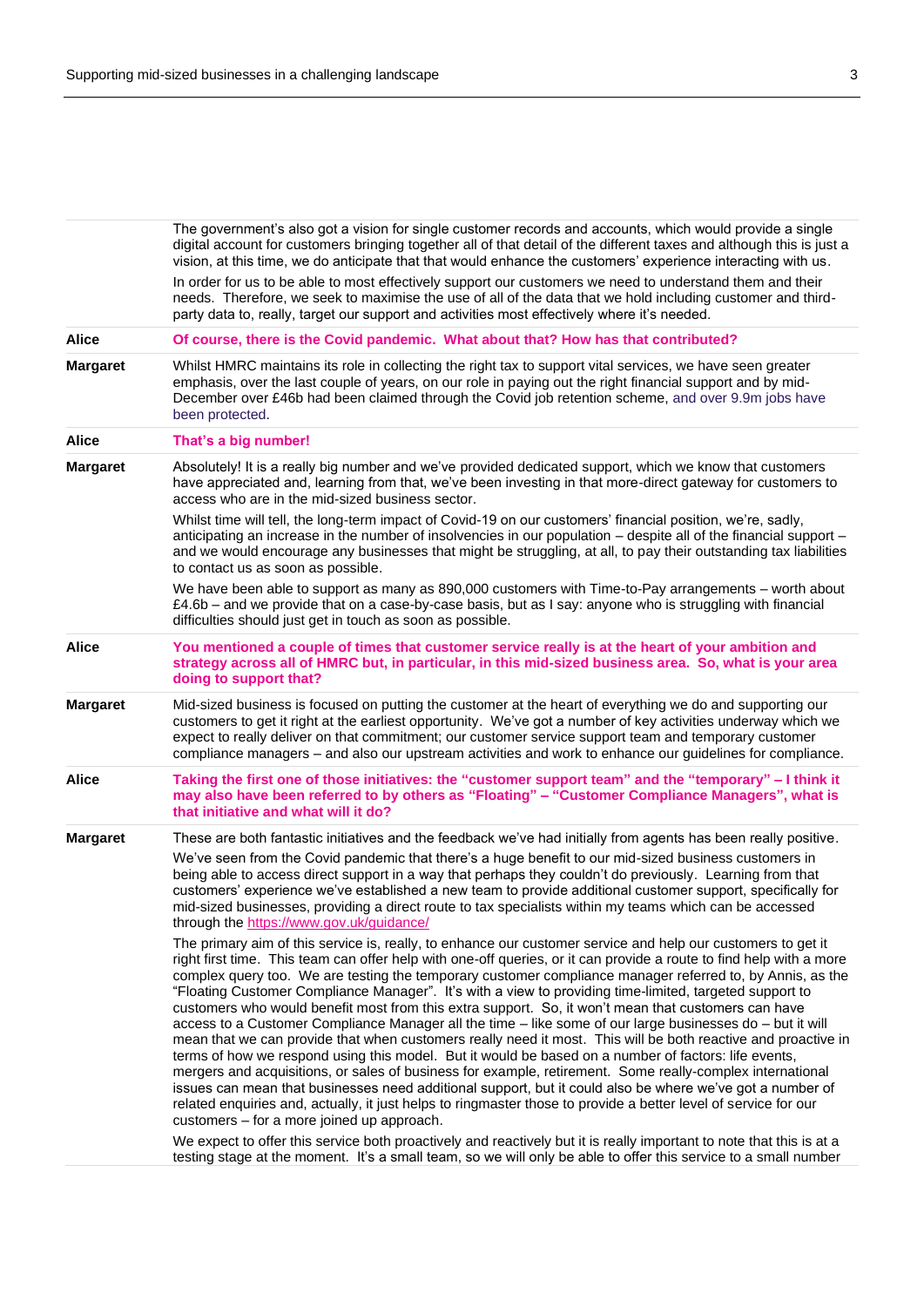The government's also got a vision for single customer records and accounts, which would provide a single digital account for customers bringing together all of that detail of the different taxes and although this is just a vision, at this time, we do anticipate that that would enhance the customers' experience interacting with us.

In order for us to be able to most effectively support our customers we need to understand them and their needs. Therefore, we seek to maximise the use of all of the data that we hold including customer and third-party data to, really, target our support and activities most effectively where it's needed.

**Alice** **Of course, there is the Covid pandemic. What about that? How has that contributed?**

**Margaret** Whilst HMRC maintains its role in collecting the right tax to support vital services, we have seen greater emphasis, over the last couple of years, on our role in paying out the right financial support and by mid-December over £46b had been claimed through the Covid job retention scheme, and over 9.9m jobs have been protected.

**Alice** **That's a big number!**

**Margaret** Absolutely! It is a really big number and we've provided dedicated support, which we know that customers have appreciated and, learning from that, we've been investing in that more-direct gateway for customers to access who are in the mid-sized business sector.

Whilst time will tell, the long-term impact of Covid-19 on our customers' financial position, we're, sadly, anticipating an increase in the number of insolvencies in our population – despite all of the financial support – and we would encourage any businesses that might be struggling, at all, to pay their outstanding tax liabilities to contact us as soon as possible.

We have been able to support as many as 890,000 customers with Time-to-Pay arrangements – worth about £4.6b – and we provide that on a case-by-case basis, but as I say: anyone who is struggling with financial difficulties should just get in touch as soon as possible.

**Alice** **You mentioned a couple of times that customer service really is at the heart of your ambition and strategy across all of HMRC but, in particular, in this mid-sized business area. So, what is your area doing to support that?**

**Margaret** Mid-sized business is focused on putting the customer at the heart of everything we do and supporting our customers to get it right at the earliest opportunity. We've got a number of key activities underway which we expect to really deliver on that commitment; our customer service support team and temporary customer compliance managers – and also our upstream activities and work to enhance our guidelines for compliance.

**Alice** **Taking the first one of those initiatives: the "customer support team" and the "temporary" – I think it may also have been referred to by others as "Floating" – "Customer Compliance Managers", what is that initiative and what will it do?**

**Margaret** These are both fantastic initiatives and the feedback we've had initially from agents has been really positive.

We've seen from the Covid pandemic that there's a huge benefit to our mid-sized business customers in being able to access direct support in a way that perhaps they couldn't do previously. Learning from that customers' experience we've established a new team to provide additional customer support, specifically for mid-sized businesses, providing a direct route to tax specialists within my teams which can be accessed through the https://www.gov.uk/guidance/

The primary aim of this service is, really, to enhance our customer service and help our customers to get it right first time. This team can offer help with one-off queries, or it can provide a route to find help with a more complex query too. We are testing the temporary customer compliance manager referred to, by Annis, as the "Floating Customer Compliance Manager". It's with a view to providing time-limited, targeted support to customers who would benefit most from this extra support. So, it won't mean that customers can have access to a Customer Compliance Manager all the time – like some of our large businesses do – but it will mean that we can provide that when customers really need it most. This will be both reactive and proactive in terms of how we respond using this model. But it would be based on a number of factors: life events, mergers and acquisitions, or sales of business for example, retirement. Some really-complex international issues can mean that businesses need additional support, but it could also be where we've got a number of related enquiries and, actually, it just helps to ringmaster those to provide a better level of service for our customers – for a more joined up approach.

We expect to offer this service both proactively and reactively but it is really important to note that this is at a testing stage at the moment. It's a small team, so we will only be able to offer this service to a small number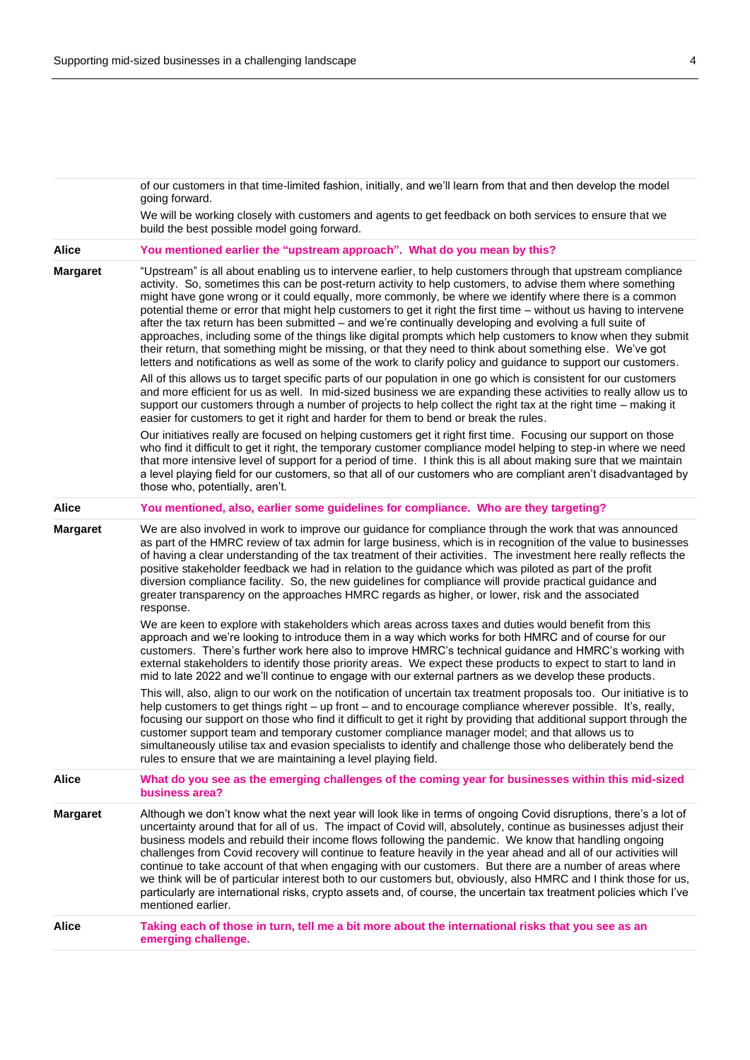of our customers in that time-limited fashion, initially, and we'll learn from that and then develop the model going forward.

We will be working closely with customers and agents to get feedback on both services to ensure that we build the best possible model going forward.

**Alice** **You mentioned earlier the "upstream approach". What do you mean by this?**

**Margaret** "Upstream" is all about enabling us to intervene earlier, to help customers through that upstream compliance activity. So, sometimes this can be post-return activity to help customers, to advise them where something might have gone wrong or it could equally, more commonly, be where we identify where there is a common potential theme or error that might help customers to get it right the first time – without us having to intervene after the tax return has been submitted – and we're continually developing and evolving a full suite of approaches, including some of the things like digital prompts which help customers to know when they submit their return, that something might be missing, or that they need to think about something else. We've got letters and notifications as well as some of the work to clarify policy and guidance to support our customers.

All of this allows us to target specific parts of our population in one go which is consistent for our customers and more efficient for us as well. In mid-sized business we are expanding these activities to really allow us to support our customers through a number of projects to help collect the right tax at the right time – making it easier for customers to get it right and harder for them to bend or break the rules.

Our initiatives really are focused on helping customers get it right first time. Focusing our support on those who find it difficult to get it right, the temporary customer compliance model helping to step-in where we need that more intensive level of support for a period of time. I think this is all about making sure that we maintain a level playing field for our customers, so that all of our customers who are compliant aren't disadvantaged by those who, potentially, aren't.

**Alice** **You mentioned, also, earlier some guidelines for compliance. Who are they targeting?**

**Margaret** We are also involved in work to improve our guidance for compliance through the work that was announced as part of the HMRC review of tax admin for large business, which is in recognition of the value to businesses of having a clear understanding of the tax treatment of their activities. The investment here really reflects the positive stakeholder feedback we had in relation to the guidance which was piloted as part of the profit diversion compliance facility. So, the new guidelines for compliance will provide practical guidance and greater transparency on the approaches HMRC regards as higher, or lower, risk and the associated response.

We are keen to explore with stakeholders which areas across taxes and duties would benefit from this approach and we're looking to introduce them in a way which works for both HMRC and of course for our customers. There's further work here also to improve HMRC's technical guidance and HMRC's working with external stakeholders to identify those priority areas. We expect these products to expect to start to land in mid to late 2022 and we'll continue to engage with our external partners as we develop these products.

This will, also, align to our work on the notification of uncertain tax treatment proposals too. Our initiative is to help customers to get things right – up front – and to encourage compliance wherever possible. It's, really, focusing our support on those who find it difficult to get it right by providing that additional support through the customer support team and temporary customer compliance manager model; and that allows us to simultaneously utilise tax and evasion specialists to identify and challenge those who deliberately bend the rules to ensure that we are maintaining a level playing field.

**Alice** **What do you see as the emerging challenges of the coming year for businesses within this mid-sized business area?**

**Margaret** Although we don't know what the next year will look like in terms of ongoing Covid disruptions, there's a lot of uncertainty around that for all of us. The impact of Covid will, absolutely, continue as businesses adjust their business models and rebuild their income flows following the pandemic. We know that handling ongoing challenges from Covid recovery will continue to feature heavily in the year ahead and all of our activities will continue to take account of that when engaging with our customers. But there are a number of areas where we think will be of particular interest both to our customers but, obviously, also HMRC and I think those for us, particularly are international risks, crypto assets and, of course, the uncertain tax treatment policies which I've mentioned earlier.

**Alice** **Taking each of those in turn, tell me a bit more about the international risks that you see as an emerging challenge.**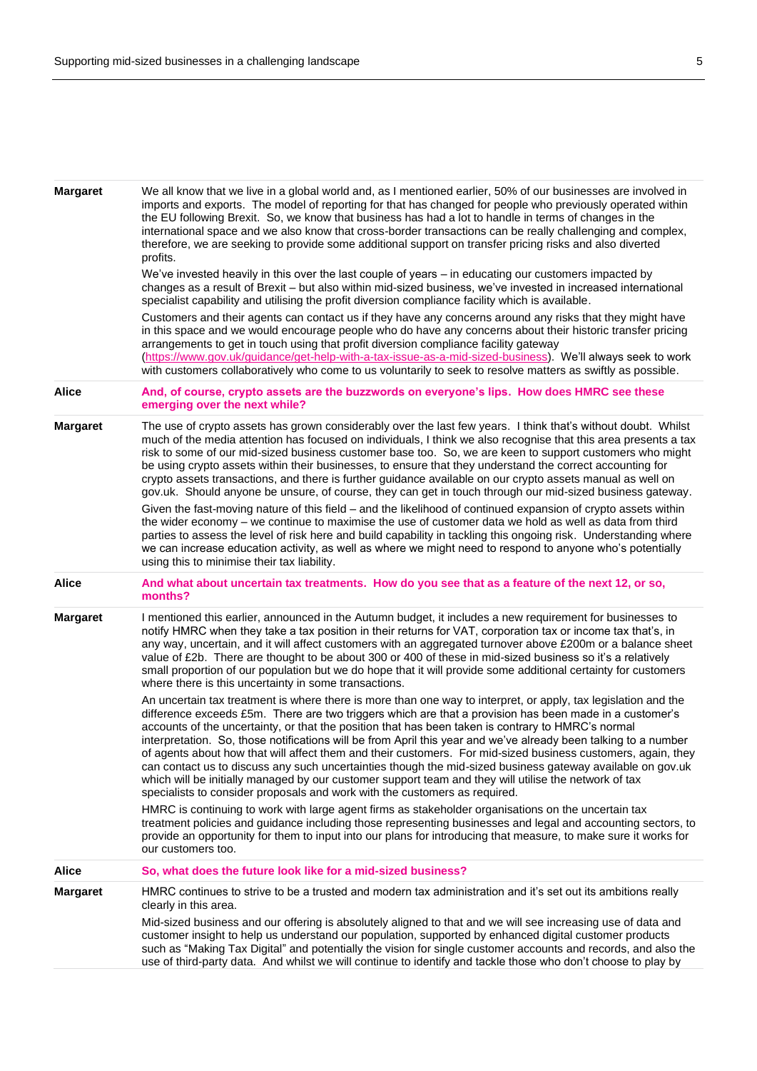**Margaret**

We all know that we live in a global world and, as I mentioned earlier, 50% of our businesses are involved in imports and exports. The model of reporting for that has changed for people who previously operated within the EU following Brexit. So, we know that business has had a lot to handle in terms of changes in the international space and we also know that cross-border transactions can be really challenging and complex, therefore, we are seeking to provide some additional support on transfer pricing risks and also diverted profits.

We've invested heavily in this over the last couple of years – in educating our customers impacted by changes as a result of Brexit – but also within mid-sized business, we've invested in increased international specialist capability and utilising the profit diversion compliance facility which is available.

Customers and their agents can contact us if they have any concerns around any risks that they might have in this space and we would encourage people who do have any concerns about their historic transfer pricing arrangements to get in touch using that profit diversion compliance facility gateway (https://www.gov.uk/guidance/get-help-with-a-tax-issue-as-a-mid-sized-business). We'll always seek to work with customers collaboratively who come to us voluntarily to seek to resolve matters as swiftly as possible.

**Alice**

**And, of course, crypto assets are the buzzwords on everyone's lips. How does HMRC see these emerging over the next while?**

**Margaret**

The use of crypto assets has grown considerably over the last few years. I think that's without doubt. Whilst much of the media attention has focused on individuals, I think we also recognise that this area presents a tax risk to some of our mid-sized business customer base too. So, we are keen to support customers who might be using crypto assets within their businesses, to ensure that they understand the correct accounting for crypto assets transactions, and there is further guidance available on our crypto assets manual as well on gov.uk. Should anyone be unsure, of course, they can get in touch through our mid-sized business gateway.

Given the fast-moving nature of this field – and the likelihood of continued expansion of crypto assets within the wider economy – we continue to maximise the use of customer data we hold as well as data from third parties to assess the level of risk here and build capability in tackling this ongoing risk. Understanding where we can increase education activity, as well as where we might need to respond to anyone who's potentially using this to minimise their tax liability.

**Alice**

**And what about uncertain tax treatments. How do you see that as a feature of the next 12, or so, months?**

**Margaret**

I mentioned this earlier, announced in the Autumn budget, it includes a new requirement for businesses to notify HMRC when they take a tax position in their returns for VAT, corporation tax or income tax that's, in any way, uncertain, and it will affect customers with an aggregated turnover above £200m or a balance sheet value of £2b. There are thought to be about 300 or 400 of these in mid-sized business so it's a relatively small proportion of our population but we do hope that it will provide some additional certainty for customers where there is this uncertainty in some transactions.

An uncertain tax treatment is where there is more than one way to interpret, or apply, tax legislation and the difference exceeds £5m. There are two triggers which are that a provision has been made in a customer's accounts of the uncertainty, or that the position that has been taken is contrary to HMRC's normal interpretation. So, those notifications will be from April this year and we've already been talking to a number of agents about how that will affect them and their customers. For mid-sized business customers, again, they can contact us to discuss any such uncertainties though the mid-sized business gateway available on gov.uk which will be initially managed by our customer support team and they will utilise the network of tax specialists to consider proposals and work with the customers as required.

HMRC is continuing to work with large agent firms as stakeholder organisations on the uncertain tax treatment policies and guidance including those representing businesses and legal and accounting sectors, to provide an opportunity for them to input into our plans for introducing that measure, to make sure it works for our customers too.

**Alice**

**So, what does the future look like for a mid-sized business?**

**Margaret**

HMRC continues to strive to be a trusted and modern tax administration and it's set out its ambitions really clearly in this area.

Mid-sized business and our offering is absolutely aligned to that and we will see increasing use of data and customer insight to help us understand our population, supported by enhanced digital customer products such as "Making Tax Digital" and potentially the vision for single customer accounts and records, and also the use of third-party data. And whilst we will continue to identify and tackle those who don't choose to play by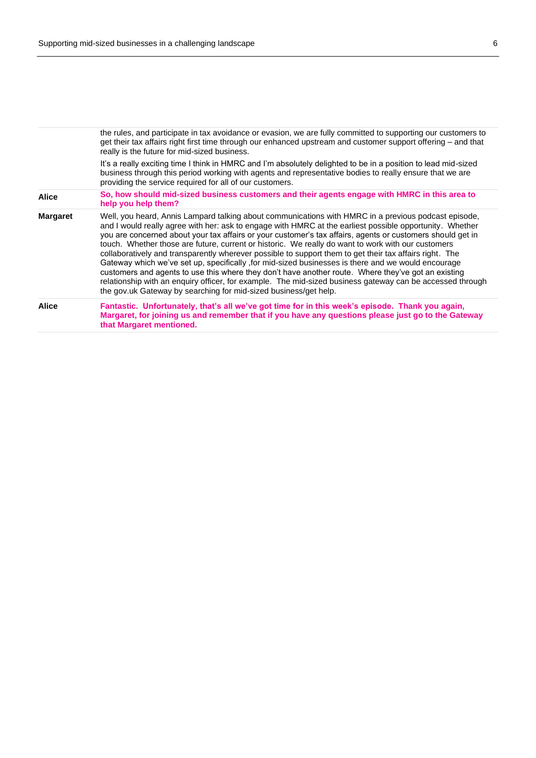| | |
|---|---|
| | the rules, and participate in tax avoidance or evasion, we are fully committed to supporting our customers to get their tax affairs right first time through our enhanced upstream and customer support offering – and that really is the future for mid-sized business.<br><br>It's a really exciting time I think in HMRC and I'm absolutely delighted to be in a position to lead mid-sized business through this period working with agents and representative bodies to really ensure that we are providing the service required for all of our customers. |
| **Alice** | **So, how should mid-sized business customers and their agents engage with HMRC in this area to help you help them?** |
| **Margaret** | Well, you heard, Annis Lampard talking about communications with HMRC in a previous podcast episode, and I would really agree with her: ask to engage with HMRC at the earliest possible opportunity. Whether you are concerned about your tax affairs or your customer's tax affairs, agents or customers should get in touch. Whether those are future, current or historic. We really do want to work with our customers collaboratively and transparently wherever possible to support them to get their tax affairs right. The Gateway which we've set up, specifically ,for mid-sized businesses is there and we would encourage customers and agents to use this where they don't have another route. Where they've got an existing relationship with an enquiry officer, for example. The mid-sized business gateway can be accessed through the gov.uk Gateway by searching for mid-sized business/get help. |
| **Alice** | **Fantastic. Unfortunately, that's all we've got time for in this week's episode. Thank you again, Margaret, for joining us and remember that if you have any questions please just go to the Gateway that Margaret mentioned.** |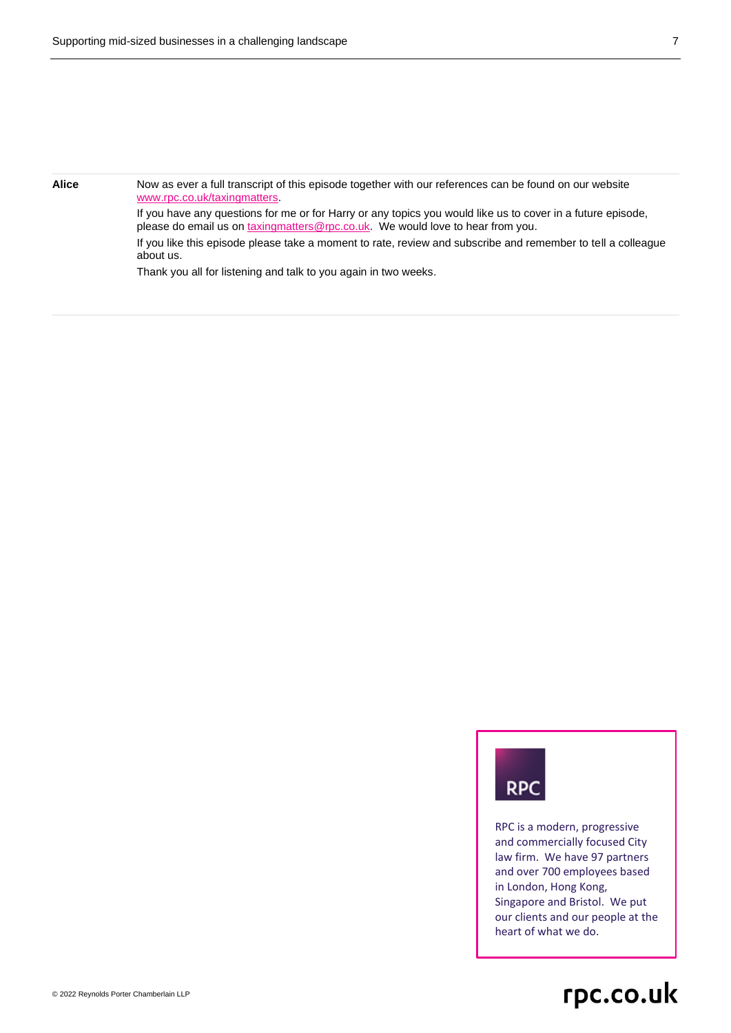| | |
|---|---|
| **Alice** | Now as ever a full transcript of this episode together with our references can be found on our website www.rpc.co.uk/taxingmatters.<br>If you have any questions for me or for Harry or any topics you would like us to cover in a future episode, please do email us on taxingmatters@rpc.co.uk. We would love to hear from you.<br>If you like this episode please take a moment to rate, review and subscribe and remember to tell a colleague about us.<br>Thank you all for listening and talk to you again in two weeks. |

RPC

RPC is a modern, progressive and commercially focused City law firm. We have 97 partners and over 700 employees based in London, Hong Kong, Singapore and Bristol. We put our clients and our people at the heart of what we do.

© 2022 Reynolds Porter Chamberlain LLP

rpc.co.uk